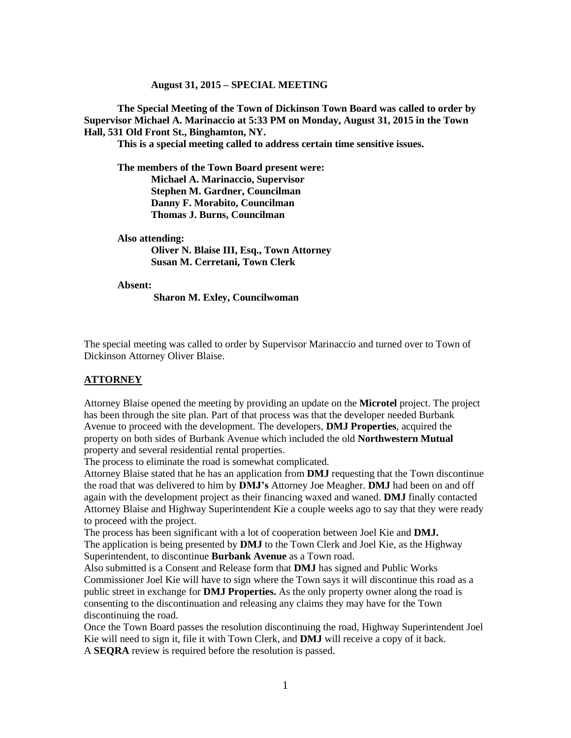**August 31, 2015 – SPECIAL MEETING**

**The Special Meeting of the Town of Dickinson Town Board was called to order by Supervisor Michael A. Marinaccio at 5:33 PM on Monday, August 31, 2015 in the Town Hall, 531 Old Front St., Binghamton, NY.**

**This is a special meeting called to address certain time sensitive issues.**

**The members of the Town Board present were:**
**Michael A. Marinaccio, Supervisor**
**Stephen M. Gardner, Councilman**
**Danny F. Morabito, Councilman**
**Thomas J. Burns, Councilman**

**Also attending:**
**Oliver N. Blaise III, Esq., Town Attorney**
**Susan M. Cerretani, Town Clerk**

**Absent:**
**Sharon M. Exley, Councilwoman**

The special meeting was called to order by Supervisor Marinaccio and turned over to Town of Dickinson Attorney Oliver Blaise.

## ATTORNEY

Attorney Blaise opened the meeting by providing an update on the **Microtel** project. The project has been through the site plan. Part of that process was that the developer needed Burbank Avenue to proceed with the development. The developers, **DMJ Properties**, acquired the property on both sides of Burbank Avenue which included the old **Northwestern Mutual** property and several residential rental properties.

The process to eliminate the road is somewhat complicated.

Attorney Blaise stated that he has an application from **DMJ** requesting that the Town discontinue the road that was delivered to him by **DMJ's** Attorney Joe Meagher. **DMJ** had been on and off again with the development project as their financing waxed and waned. **DMJ** finally contacted Attorney Blaise and Highway Superintendent Kie a couple weeks ago to say that they were ready to proceed with the project.

The process has been significant with a lot of cooperation between Joel Kie and **DMJ.**

The application is being presented by **DMJ** to the Town Clerk and Joel Kie, as the Highway Superintendent, to discontinue **Burbank Avenue** as a Town road.

Also submitted is a Consent and Release form that **DMJ** has signed and Public Works Commissioner Joel Kie will have to sign where the Town says it will discontinue this road as a public street in exchange for **DMJ Properties.** As the only property owner along the road is consenting to the discontinuation and releasing any claims they may have for the Town discontinuing the road.

Once the Town Board passes the resolution discontinuing the road, Highway Superintendent Joel Kie will need to sign it, file it with Town Clerk, and **DMJ** will receive a copy of it back.

A **SEQRA** review is required before the resolution is passed.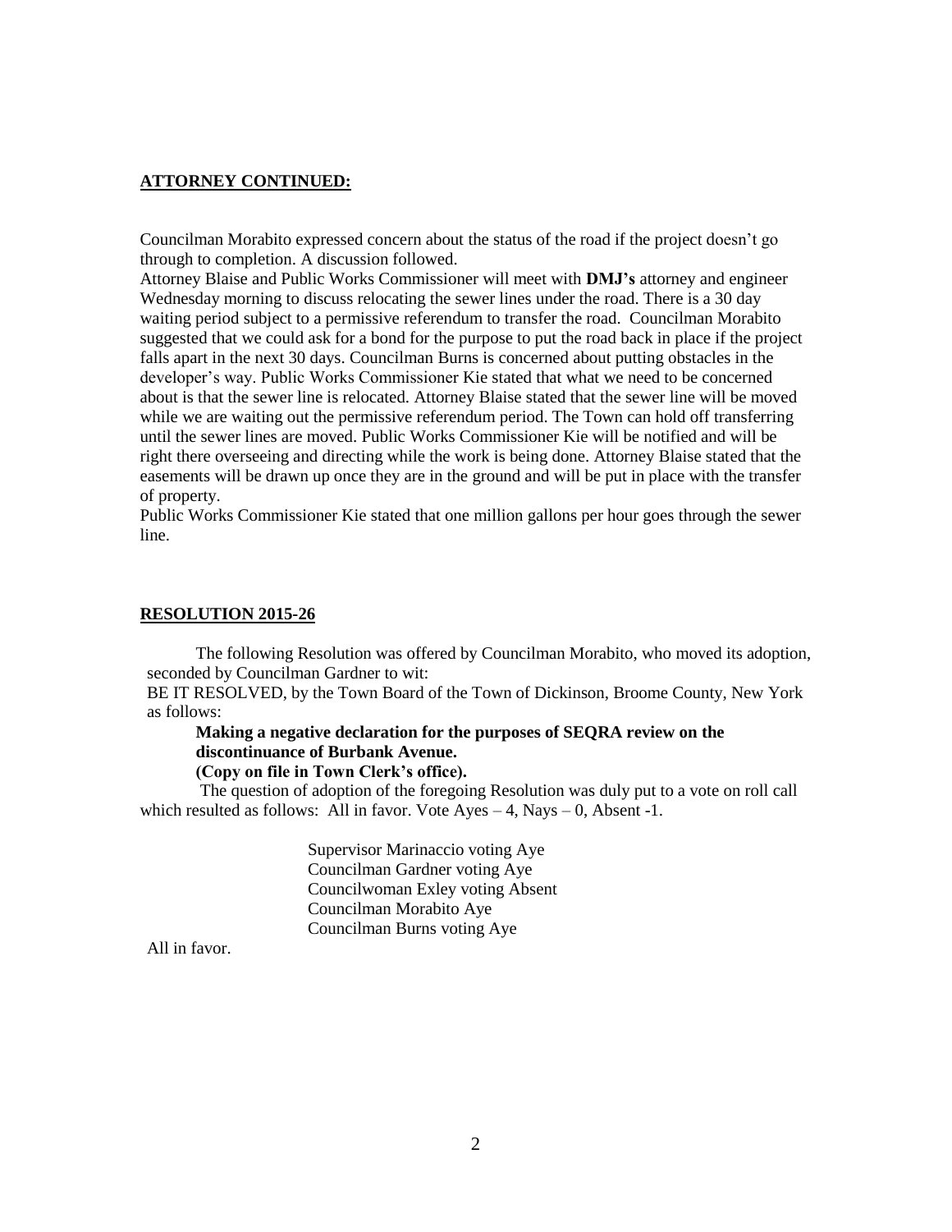## ATTORNEY CONTINUED:

Councilman Morabito expressed concern about the status of the road if the project doesn't go through to completion. A discussion followed.
Attorney Blaise and Public Works Commissioner will meet with **DMJ's** attorney and engineer Wednesday morning to discuss relocating the sewer lines under the road. There is a 30 day waiting period subject to a permissive referendum to transfer the road. Councilman Morabito suggested that we could ask for a bond for the purpose to put the road back in place if the project falls apart in the next 30 days. Councilman Burns is concerned about putting obstacles in the developer's way. Public Works Commissioner Kie stated that what we need to be concerned about is that the sewer line is relocated. Attorney Blaise stated that the sewer line will be moved while we are waiting out the permissive referendum period. The Town can hold off transferring until the sewer lines are moved. Public Works Commissioner Kie will be notified and will be right there overseeing and directing while the work is being done. Attorney Blaise stated that the easements will be drawn up once they are in the ground and will be put in place with the transfer of property.
Public Works Commissioner Kie stated that one million gallons per hour goes through the sewer line.

## RESOLUTION 2015-26

The following Resolution was offered by Councilman Morabito, who moved its adoption, seconded by Councilman Gardner to wit:
BE IT RESOLVED, by the Town Board of the Town of Dickinson, Broome County, New York as follows:

**Making a negative declaration for the purposes of SEQRA review on the discontinuance of Burbank Avenue.**
**(Copy on file in Town Clerk's office).**

The question of adoption of the foregoing Resolution was duly put to a vote on roll call which resulted as follows: All in favor. Vote Ayes – 4, Nays – 0, Absent -1.

Supervisor Marinaccio voting Aye
Councilman Gardner voting Aye
Councilwoman Exley voting Absent
Councilman Morabito Aye
Councilman Burns voting Aye

All in favor.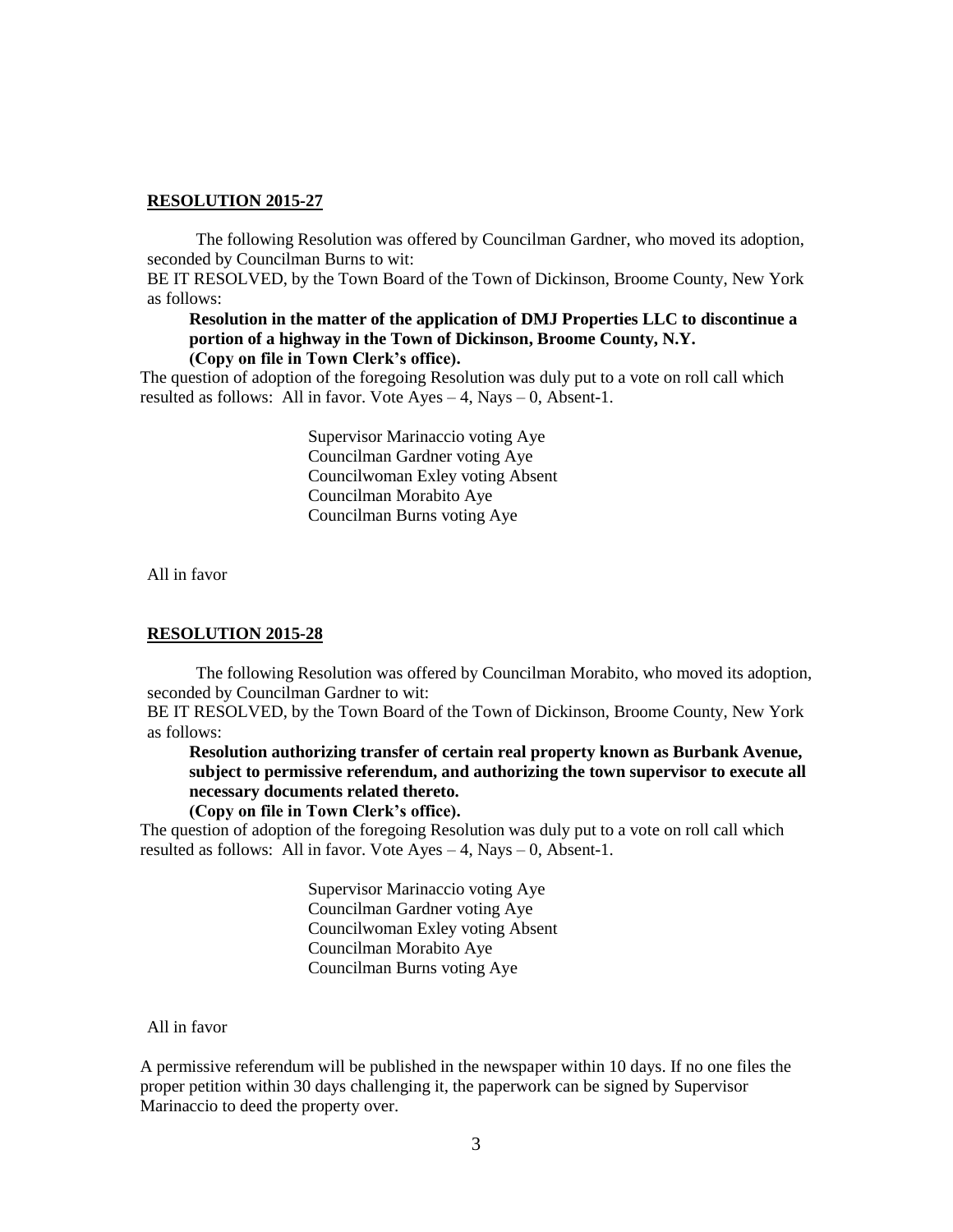**RESOLUTION 2015-27**

The following Resolution was offered by Councilman Gardner, who moved its adoption, seconded by Councilman Burns to wit:

BE IT RESOLVED, by the Town Board of the Town of Dickinson, Broome County, New York as follows:

**Resolution in the matter of the application of DMJ Properties LLC to discontinue a portion of a highway in the Town of Dickinson, Broome County, N.Y.**
**(Copy on file in Town Clerk's office).**

The question of adoption of the foregoing Resolution was duly put to a vote on roll call which resulted as follows: All in favor. Vote Ayes – 4, Nays – 0, Absent-1.

Supervisor Marinaccio voting Aye
Councilman Gardner voting Aye
Councilwoman Exley voting Absent
Councilman Morabito Aye
Councilman Burns voting Aye

All in favor

**RESOLUTION 2015-28**

The following Resolution was offered by Councilman Morabito, who moved its adoption, seconded by Councilman Gardner to wit:

BE IT RESOLVED, by the Town Board of the Town of Dickinson, Broome County, New York as follows:

**Resolution authorizing transfer of certain real property known as Burbank Avenue, subject to permissive referendum, and authorizing the town supervisor to execute all necessary documents related thereto.**
**(Copy on file in Town Clerk's office).**

The question of adoption of the foregoing Resolution was duly put to a vote on roll call which resulted as follows: All in favor. Vote Ayes – 4, Nays – 0, Absent-1.

Supervisor Marinaccio voting Aye
Councilman Gardner voting Aye
Councilwoman Exley voting Absent
Councilman Morabito Aye
Councilman Burns voting Aye

All in favor

A permissive referendum will be published in the newspaper within 10 days. If no one files the proper petition within 30 days challenging it, the paperwork can be signed by Supervisor Marinaccio to deed the property over.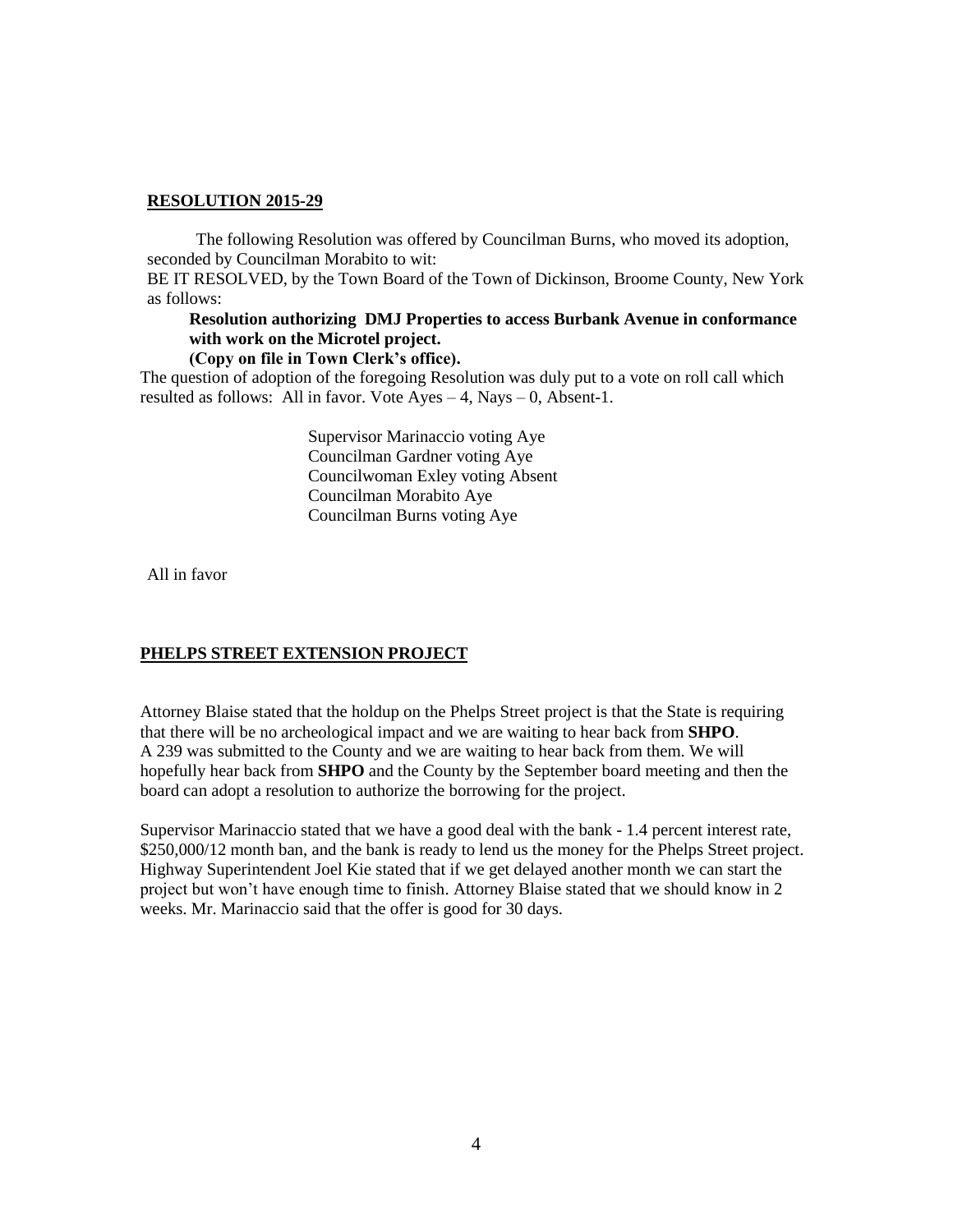**RESOLUTION 2015-29**

The following Resolution was offered by Councilman Burns, who moved its adoption, seconded by Councilman Morabito to wit:

BE IT RESOLVED, by the Town Board of the Town of Dickinson, Broome County, New York as follows:

**Resolution authorizing DMJ Properties to access Burbank Avenue in conformance with work on the Microtel project.**

**(Copy on file in Town Clerk's office).**

The question of adoption of the foregoing Resolution was duly put to a vote on roll call which resulted as follows: All in favor. Vote Ayes – 4, Nays – 0, Absent-1.

Supervisor Marinaccio voting Aye
Councilman Gardner voting Aye
Councilwoman Exley voting Absent
Councilman Morabito Aye
Councilman Burns voting Aye

All in favor

**PHELPS STREET EXTENSION PROJECT**

Attorney Blaise stated that the holdup on the Phelps Street project is that the State is requiring that there will be no archeological impact and we are waiting to hear back from **SHPO**. A 239 was submitted to the County and we are waiting to hear back from them. We will hopefully hear back from **SHPO** and the County by the September board meeting and then the board can adopt a resolution to authorize the borrowing for the project.

Supervisor Marinaccio stated that we have a good deal with the bank - 1.4 percent interest rate, $250,000/12 month ban, and the bank is ready to lend us the money for the Phelps Street project. Highway Superintendent Joel Kie stated that if we get delayed another month we can start the project but won't have enough time to finish. Attorney Blaise stated that we should know in 2 weeks. Mr. Marinaccio said that the offer is good for 30 days.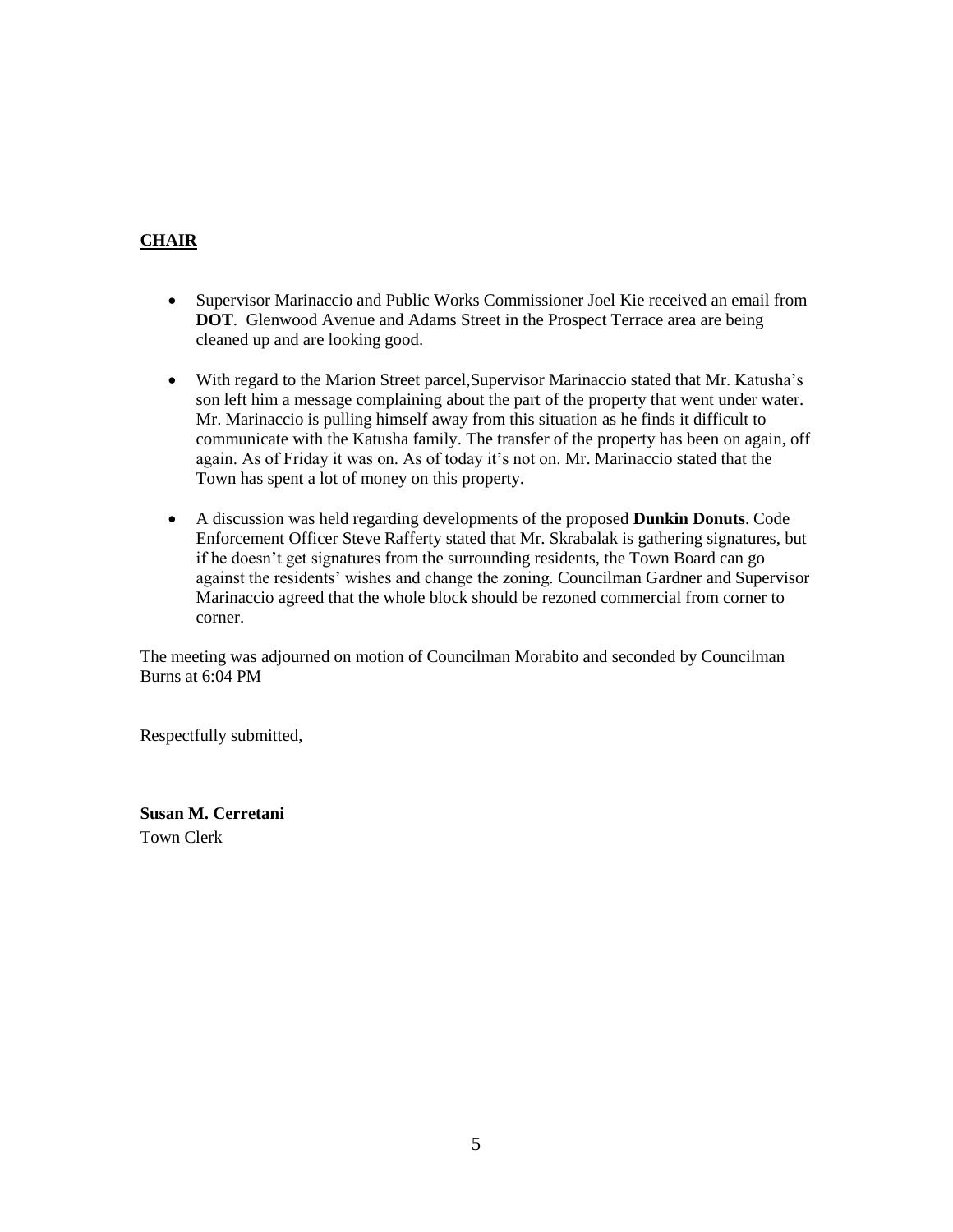## **CHAIR**

- Supervisor Marinaccio and Public Works Commissioner Joel Kie received an email from **DOT**. Glenwood Avenue and Adams Street in the Prospect Terrace area are being cleaned up and are looking good.

- With regard to the Marion Street parcel,Supervisor Marinaccio stated that Mr. Katusha's son left him a message complaining about the part of the property that went under water. Mr. Marinaccio is pulling himself away from this situation as he finds it difficult to communicate with the Katusha family. The transfer of the property has been on again, off again. As of Friday it was on. As of today it's not on. Mr. Marinaccio stated that the Town has spent a lot of money on this property.

- A discussion was held regarding developments of the proposed **Dunkin Donuts**. Code Enforcement Officer Steve Rafferty stated that Mr. Skrabalak is gathering signatures, but if he doesn't get signatures from the surrounding residents, the Town Board can go against the residents' wishes and change the zoning. Councilman Gardner and Supervisor Marinaccio agreed that the whole block should be rezoned commercial from corner to corner.

The meeting was adjourned on motion of Councilman Morabito and seconded by Councilman Burns at 6:04 PM

Respectfully submitted,

**Susan M. Cerretani**
Town Clerk